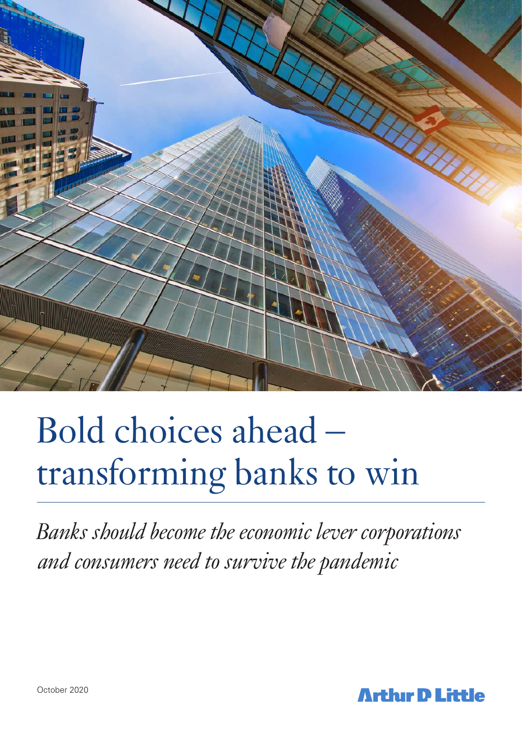# Bold choices ahead – transforming banks to win

*Banks should become the economic lever corporations and consumers need to survive the pandemic*

October 2020

Arthur D Little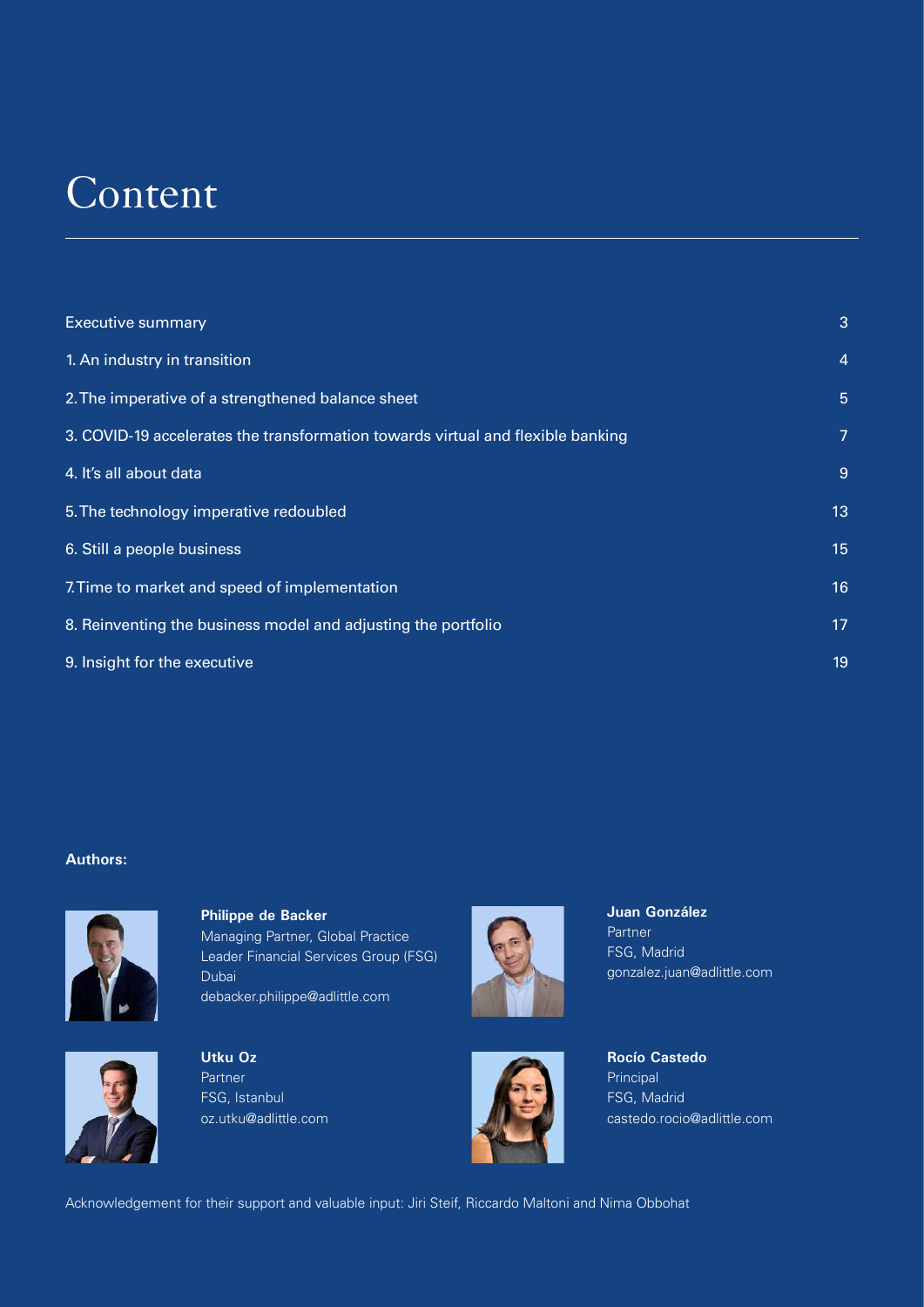# Content

| | |
|---|---|
| Executive summary | 3 |
| 1. An industry in transition | 4 |
| 2. The imperative of a strengthened balance sheet | 5 |
| 3. COVID-19 accelerates the transformation towards virtual and flexible banking | 7 |
| 4. It's all about data | 9 |
| 5. The technology imperative redoubled | 13 |
| 6. Still a people business | 15 |
| 7. Time to market and speed of implementation | 16 |
| 8. Reinventing the business model and adjusting the portfolio | 17 |
| 9. Insight for the executive | 19 |

**Authors:**

**Philippe de Backer**
Managing Partner, Global Practice Leader Financial Services Group (FSG)
Dubai
debacker.philippe@adlittle.com

**Juan González**
Partner
FSG, Madrid
gonzalez.juan@adlittle.com

**Utku Oz**
Partner
FSG, Istanbul
oz.utku@adlittle.com

**Rocío Castedo**
Principal
FSG, Madrid
castedo.rocio@adlittle.com

Acknowledgement for their support and valuable input: Jiri Steif, Riccardo Maltoni and Nima Obbohat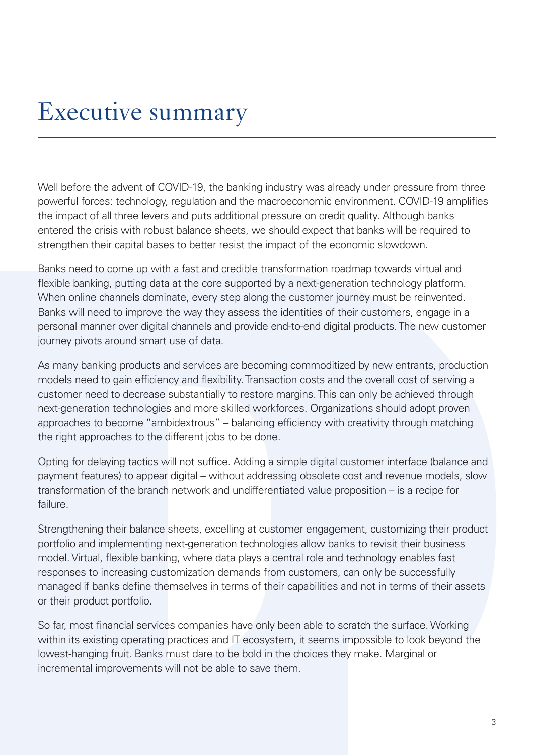# Executive summary

Well before the advent of COVID-19, the banking industry was already under pressure from three powerful forces: technology, regulation and the macroeconomic environment. COVID-19 amplifies the impact of all three levers and puts additional pressure on credit quality. Although banks entered the crisis with robust balance sheets, we should expect that banks will be required to strengthen their capital bases to better resist the impact of the economic slowdown.

Banks need to come up with a fast and credible transformation roadmap towards virtual and flexible banking, putting data at the core supported by a next-generation technology platform. When online channels dominate, every step along the customer journey must be reinvented. Banks will need to improve the way they assess the identities of their customers, engage in a personal manner over digital channels and provide end-to-end digital products. The new customer journey pivots around smart use of data.

As many banking products and services are becoming commoditized by new entrants, production models need to gain efficiency and flexibility. Transaction costs and the overall cost of serving a customer need to decrease substantially to restore margins. This can only be achieved through next-generation technologies and more skilled workforces. Organizations should adopt proven approaches to become "ambidextrous" – balancing efficiency with creativity through matching the right approaches to the different jobs to be done.

Opting for delaying tactics will not suffice. Adding a simple digital customer interface (balance and payment features) to appear digital – without addressing obsolete cost and revenue models, slow transformation of the branch network and undifferentiated value proposition – is a recipe for failure.

Strengthening their balance sheets, excelling at customer engagement, customizing their product portfolio and implementing next-generation technologies allow banks to revisit their business model. Virtual, flexible banking, where data plays a central role and technology enables fast responses to increasing customization demands from customers, can only be successfully managed if banks define themselves in terms of their capabilities and not in terms of their assets or their product portfolio.

So far, most financial services companies have only been able to scratch the surface. Working within its existing operating practices and IT ecosystem, it seems impossible to look beyond the lowest-hanging fruit. Banks must dare to be bold in the choices they make. Marginal or incremental improvements will not be able to save them.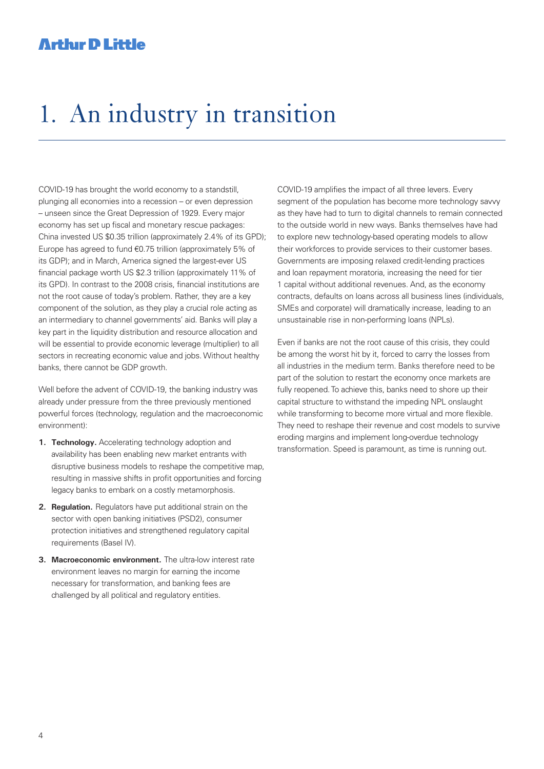# 1. An industry in transition

COVID-19 has brought the world economy to a standstill, plunging all economies into a recession – or even depression – unseen since the Great Depression of 1929. Every major economy has set up fiscal and monetary rescue packages: China invested US $0.35 trillion (approximately 2.4% of its GPD); Europe has agreed to fund €0.75 trillion (approximately 5% of its GDP); and in March, America signed the largest-ever US financial package worth US $2.3 trillion (approximately 11% of its GPD). In contrast to the 2008 crisis, financial institutions are not the root cause of today's problem. Rather, they are a key component of the solution, as they play a crucial role acting as an intermediary to channel governments' aid. Banks will play a key part in the liquidity distribution and resource allocation and will be essential to provide economic leverage (multiplier) to all sectors in recreating economic value and jobs. Without healthy banks, there cannot be GDP growth.

Well before the advent of COVID-19, the banking industry was already under pressure from the three previously mentioned powerful forces (technology, regulation and the macroeconomic environment):

1. **Technology.** Accelerating technology adoption and availability has been enabling new market entrants with disruptive business models to reshape the competitive map, resulting in massive shifts in profit opportunities and forcing legacy banks to embark on a costly metamorphosis.
2. **Regulation.** Regulators have put additional strain on the sector with open banking initiatives (PSD2), consumer protection initiatives and strengthened regulatory capital requirements (Basel IV).
3. **Macroeconomic environment.** The ultra-low interest rate environment leaves no margin for earning the income necessary for transformation, and banking fees are challenged by all political and regulatory entities.

COVID-19 amplifies the impact of all three levers. Every segment of the population has become more technology savvy as they have had to turn to digital channels to remain connected to the outside world in new ways. Banks themselves have had to explore new technology-based operating models to allow their workforces to provide services to their customer bases. Governments are imposing relaxed credit-lending practices and loan repayment moratoria, increasing the need for tier 1 capital without additional revenues. And, as the economy contracts, defaults on loans across all business lines (individuals, SMEs and corporate) will dramatically increase, leading to an unsustainable rise in non-performing loans (NPLs).

Even if banks are not the root cause of this crisis, they could be among the worst hit by it, forced to carry the losses from all industries in the medium term. Banks therefore need to be part of the solution to restart the economy once markets are fully reopened. To achieve this, banks need to shore up their capital structure to withstand the impeding NPL onslaught while transforming to become more virtual and more flexible. They need to reshape their revenue and cost models to survive eroding margins and implement long-overdue technology transformation. Speed is paramount, as time is running out.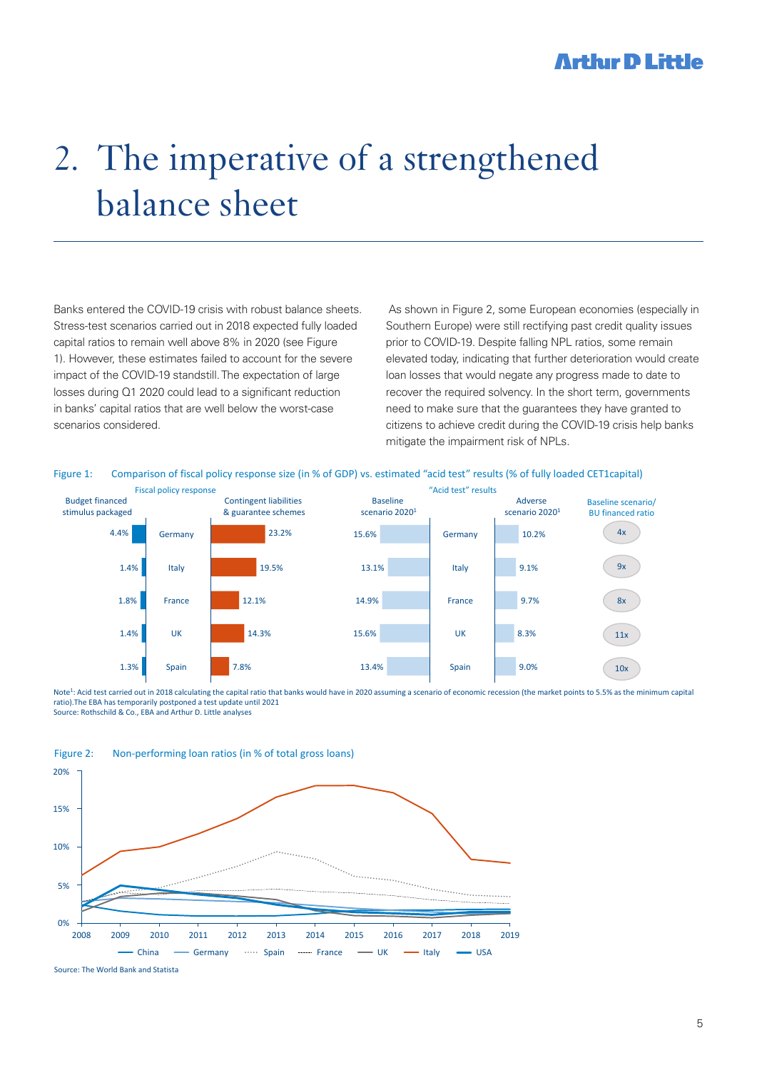# 2. The imperative of a strengthened balance sheet

Banks entered the COVID-19 crisis with robust balance sheets. Stress-test scenarios carried out in 2018 expected fully loaded capital ratios to remain well above 8% in 2020 (see Figure 1). However, these estimates failed to account for the severe impact of the COVID-19 standstill. The expectation of large losses during Q1 2020 could lead to a significant reduction in banks' capital ratios that are well below the worst-case scenarios considered.

As shown in Figure 2, some European economies (especially in Southern Europe) were still rectifying past credit quality issues prior to COVID-19. Despite falling NPL ratios, some remain elevated today, indicating that further deterioration would create loan losses that would negate any progress made to date to recover the required solvency. In the short term, governments need to make sure that the guarantees they have granted to citizens to achieve credit during the COVID-19 crisis help banks mitigate the impairment risk of NPLs.

Figure 1: Comparison of fiscal policy response size (in % of GDP) vs. estimated "acid test" results (% of fully loaded CET1capital)

| Budget financed stimulus packaged (Fiscal policy response) | Country | Contingent liabilities & guarantee schemes (Fiscal policy response) | Baseline scenario 2020[1] ("Acid test" results) | Country | Adverse scenario 2020[1] ("Acid test" results) | Baseline scenario/ BU financed ratio |
|---|---|---|---|---|---|---|
| 4.4% | Germany | 23.2% | 15.6% | Germany | 10.2% | 4x |
| 1.4% | Italy | 19.5% | 13.1% | Italy | 9.1% | 9x |
| 1.8% | France | 12.1% | 14.9% | France | 9.7% | 8x |
| 1.4% | UK | 14.3% | 15.6% | UK | 8.3% | 11x |
| 1.3% | Spain | 7.8% | 13.4% | Spain | 9.0% | 10x |

Note[1]: Acid test carried out in 2018 calculating the capital ratio that banks would have in 2020 assuming a scenario of economic recession (the market points to 5.5% as the minimum capital ratio).The EBA has temporarily postponed a test update until 2021
Source: Rothschild & Co., EBA and Arthur D. Little analyses

Figure 2: Non-performing loan ratios (in % of total gross loans)

Source: The World Bank and Statista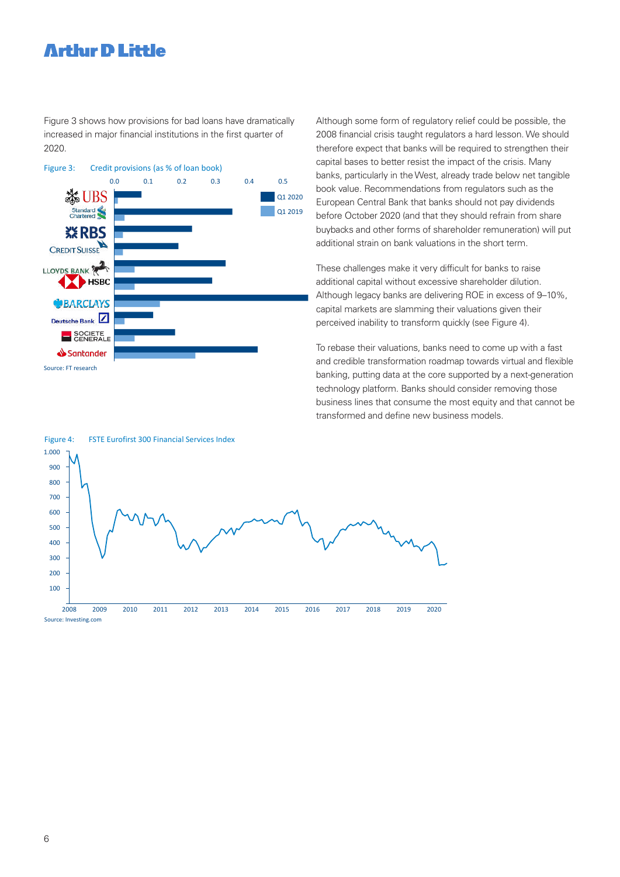Figure 3 shows how provisions for bad loans have dramatically increased in major financial institutions in the first quarter of 2020.

Figure 3: Credit provisions (as % of loan book)

Source: FT research

Although some form of regulatory relief could be possible, the 2008 financial crisis taught regulators a hard lesson. We should therefore expect that banks will be required to strengthen their capital bases to better resist the impact of the crisis. Many banks, particularly in the West, already trade below net tangible book value. Recommendations from regulators such as the European Central Bank that banks should not pay dividends before October 2020 (and that they should refrain from share buybacks and other forms of shareholder remuneration) will put additional strain on bank valuations in the short term.

These challenges make it very difficult for banks to raise additional capital without excessive shareholder dilution. Although legacy banks are delivering ROE in excess of 9–10%, capital markets are slamming their valuations given their perceived inability to transform quickly (see Figure 4).

To rebase their valuations, banks need to come up with a fast and credible transformation roadmap towards virtual and flexible banking, putting data at the core supported by a next-generation technology platform. Banks should consider removing those business lines that consume the most equity and that cannot be transformed and define new business models.

Figure 4: FSTE Eurofirst 300 Financial Services Index

Source: Investing.com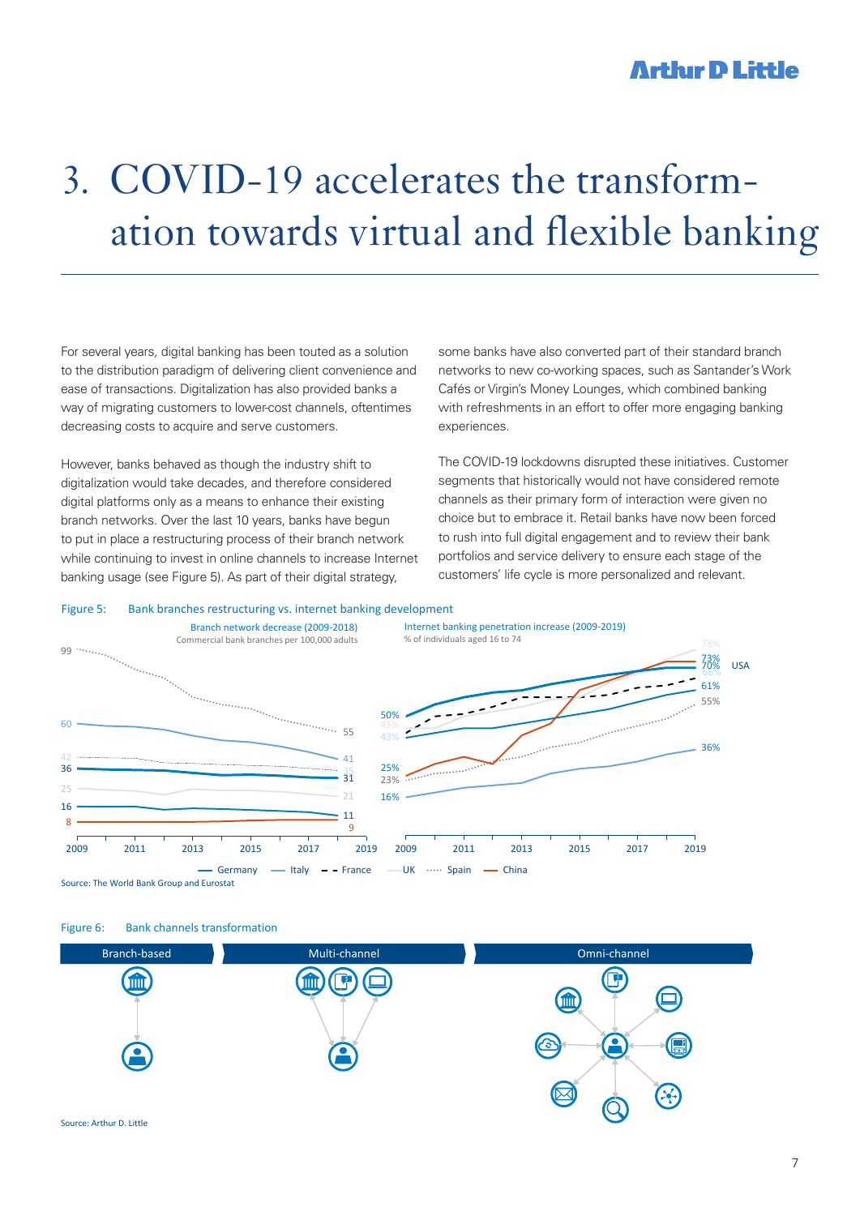# 3. COVID-19 accelerates the transformation towards virtual and flexible banking

For several years, digital banking has been touted as a solution to the distribution paradigm of delivering client convenience and ease of transactions. Digitalization has also provided banks a way of migrating customers to lower-cost channels, oftentimes decreasing costs to acquire and serve customers.

However, banks behaved as though the industry shift to digitalization would take decades, and therefore considered digital platforms only as a means to enhance their existing branch networks. Over the last 10 years, banks have begun to put in place a restructuring process of their branch network while continuing to invest in online channels to increase Internet banking usage (see Figure 5). As part of their digital strategy, some banks have also converted part of their standard branch networks to new co-working spaces, such as Santander's Work Cafés or Virgin's Money Lounges, which combined banking with refreshments in an effort to offer more engaging banking experiences.

The COVID-19 lockdowns disrupted these initiatives. Customer segments that historically would not have considered remote channels as their primary form of interaction were given no choice but to embrace it. Retail banks have now been forced to rush into full digital engagement and to review their bank portfolios and service delivery to ensure each stage of the customers' life cycle is more personalized and relevant.

Figure 5: Bank branches restructuring vs. internet banking development

Branch network decrease (2009-2018) — Commercial bank branches per 100,000 adults

Internet banking penetration increase (2009-2019) — % of individuals aged 16 to 74

Legend: Germany, Italy, France, UK, Spain, China

Source: The World Bank Group and Eurostat

Figure 6: Bank channels transformation

Branch-based | Multi-channel | Omni-channel

Source: Arthur D. Little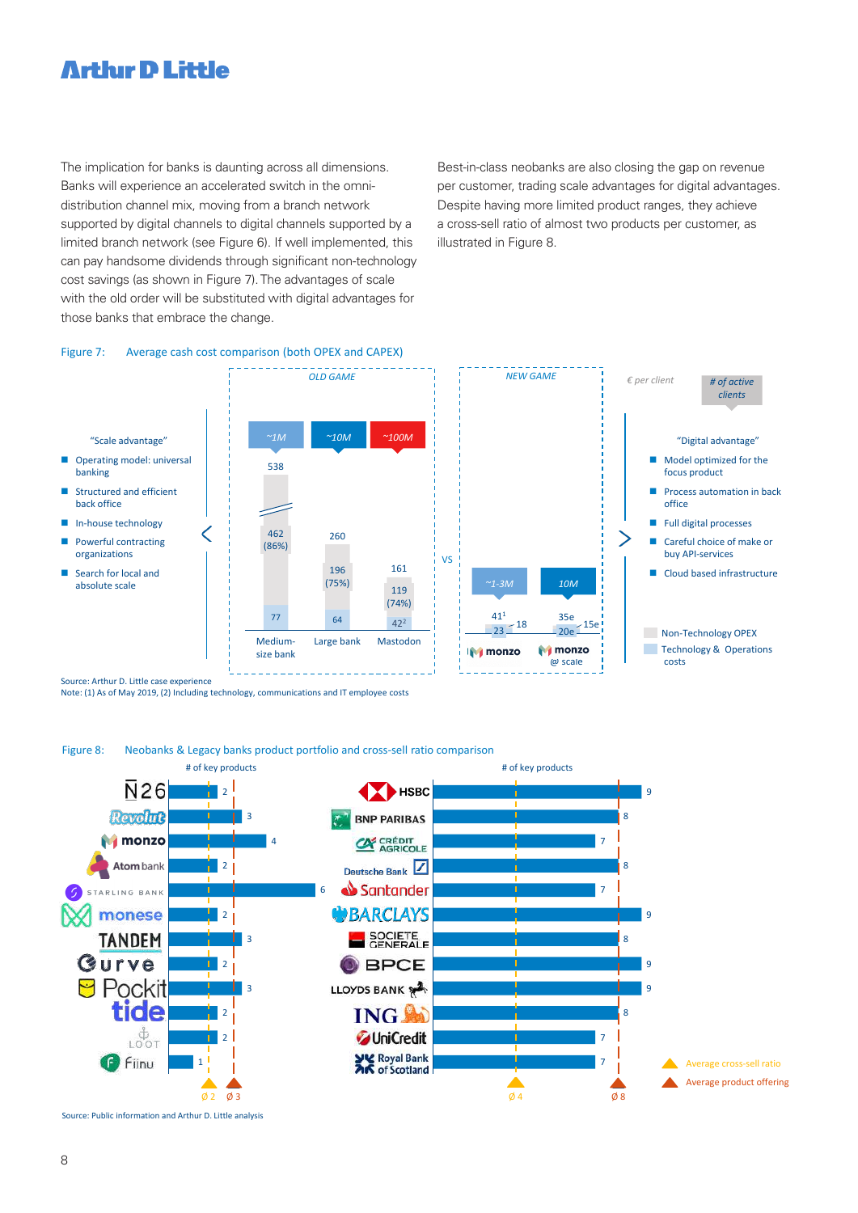The implication for banks is daunting across all dimensions. Banks will experience an accelerated switch in the omni-distribution channel mix, moving from a branch network supported by digital channels to digital channels supported by a limited branch network (see Figure 6). If well implemented, this can pay handsome dividends through significant non-technology cost savings (as shown in Figure 7). The advantages of scale with the old order will be substituted with digital advantages for those banks that embrace the change.

Best-in-class neobanks are also closing the gap on revenue per customer, trading scale advantages for digital advantages. Despite having more limited product ranges, they achieve a cross-sell ratio of almost two products per customer, as illustrated in Figure 8.

Figure 7: Average cash cost comparison (both OPEX and CAPEX)

€ per client; # of active clients

**"Scale advantage"**

- Operating model: universal banking
- Structured and efficient back office
- In-house technology
- Powerful contracting organizations
- Search for local and absolute scale

| | OLD GAME | | | VS | NEW GAME | |
|---|---|---|---|---|---|---|
| | Medium-size bank | Large bank | Mastodon | | monzo | monzo @ scale |
| # of active clients | ~1M | ~10M | ~100M | | ~1-3M | 10M |
| Total | 538 | 260 | 161 | | 41[1] | 35e |
| Non-Technology OPEX | 462 (86%) | 196 (75%) | 119 (74%) | | 18 | 15e |
| Technology & Operations costs | 77 | 64 | 42[2] | | 23 | 20e |

**"Digital advantage"**

- Model optimized for the focus product
- Process automation in back office
- Full digital processes
- Careful choice of make or buy API-services
- Cloud based infrastructure

Source: Arthur D. Little case experience
Note: (1) As of May 2019, (2) Including technology, communications and IT employee costs

Figure 8: Neobanks & Legacy banks product portfolio and cross-sell ratio comparison

| Neobank | # of key products |
|---|---|
| N26 | 2 |
| Revolut | 3 |
| monzo | 4 |
| Atom bank | 2 |
| Starling Bank | 6 |
| monese | 2 |
| Tandem | 3 |
| Curve | 2 |
| Pockit | 3 |
| tide | 2 |
| Loot | 2 |
| Fiinu | 1 |
| Average cross-sell ratio | Ø 2 |
| Average product offering | Ø 3 |

| Legacy bank | # of key products |
|---|---|
| HSBC | 9 |
| BNP Paribas | 8 |
| Crédit Agricole | 7 |
| Deutsche Bank | 8 |
| Santander | 7 |
| Barclays | 9 |
| Société Générale | 8 |
| BPCE | 9 |
| Lloyds Bank | 9 |
| ING | 8 |
| UniCredit | 7 |
| Royal Bank of Scotland | 7 |
| Average cross-sell ratio | Ø 4 |
| Average product offering | Ø 8 |

Source: Public information and Arthur D. Little analysis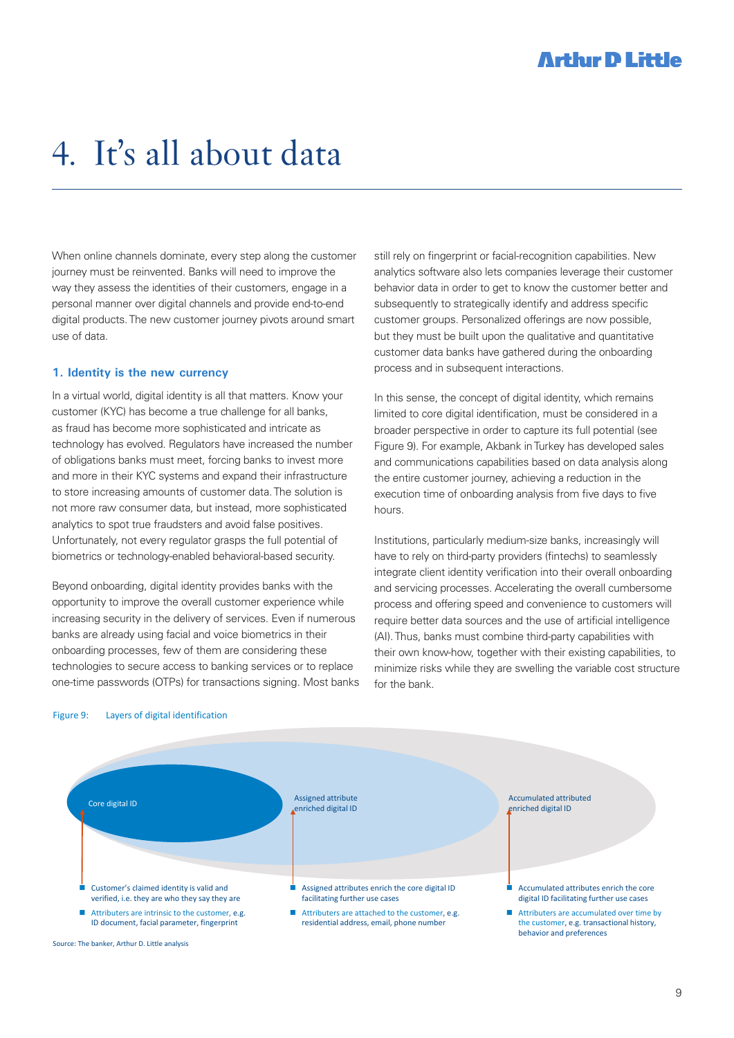# 4. It's all about data

When online channels dominate, every step along the customer journey must be reinvented. Banks will need to improve the way they assess the identities of their customers, engage in a personal manner over digital channels and provide end-to-end digital products. The new customer journey pivots around smart use of data.

### 1. Identity is the new currency

In a virtual world, digital identity is all that matters. Know your customer (KYC) has become a true challenge for all banks, as fraud has become more sophisticated and intricate as technology has evolved. Regulators have increased the number of obligations banks must meet, forcing banks to invest more and more in their KYC systems and expand their infrastructure to store increasing amounts of customer data. The solution is not more raw consumer data, but instead, more sophisticated analytics to spot true fraudsters and avoid false positives. Unfortunately, not every regulator grasps the full potential of biometrics or technology-enabled behavioral-based security.

Beyond onboarding, digital identity provides banks with the opportunity to improve the overall customer experience while increasing security in the delivery of services. Even if numerous banks are already using facial and voice biometrics in their onboarding processes, few of them are considering these technologies to secure access to banking services or to replace one-time passwords (OTPs) for transactions signing. Most banks still rely on fingerprint or facial-recognition capabilities. New analytics software also lets companies leverage their customer behavior data in order to get to know the customer better and subsequently to strategically identify and address specific customer groups. Personalized offerings are now possible, but they must be built upon the qualitative and quantitative customer data banks have gathered during the onboarding process and in subsequent interactions.

In this sense, the concept of digital identity, which remains limited to core digital identification, must be considered in a broader perspective in order to capture its full potential (see Figure 9). For example, Akbank in Turkey has developed sales and communications capabilities based on data analysis along the entire customer journey, achieving a reduction in the execution time of onboarding analysis from five days to five hours.

Institutions, particularly medium-size banks, increasingly will have to rely on third-party providers (fintechs) to seamlessly integrate client identity verification into their overall onboarding and servicing processes. Accelerating the overall cumbersome process and offering speed and convenience to customers will require better data sources and the use of artificial intelligence (AI). Thus, banks must combine third-party capabilities with their own know-how, together with their existing capabilities, to minimize risks while they are swelling the variable cost structure for the bank.

Figure 9: Layers of digital identification

**Core digital ID**

- Customer's claimed identity is valid and verified, i.e. they are who they say they are
- Attributers are intrinsic to the customer, e.g. ID document, facial parameter, fingerprint

**Assigned attribute enriched digital ID**

- Assigned attributes enrich the core digital ID facilitating further use cases
- Attributers are attached to the customer, e.g. residential address, email, phone number

**Accumulated attributed enriched digital ID**

- Accumulated attributes enrich the core digital ID facilitating further use cases
- Attributers are accumulated over time by the customer, e.g. transactional history, behavior and preferences

Source: The banker, Arthur D. Little analysis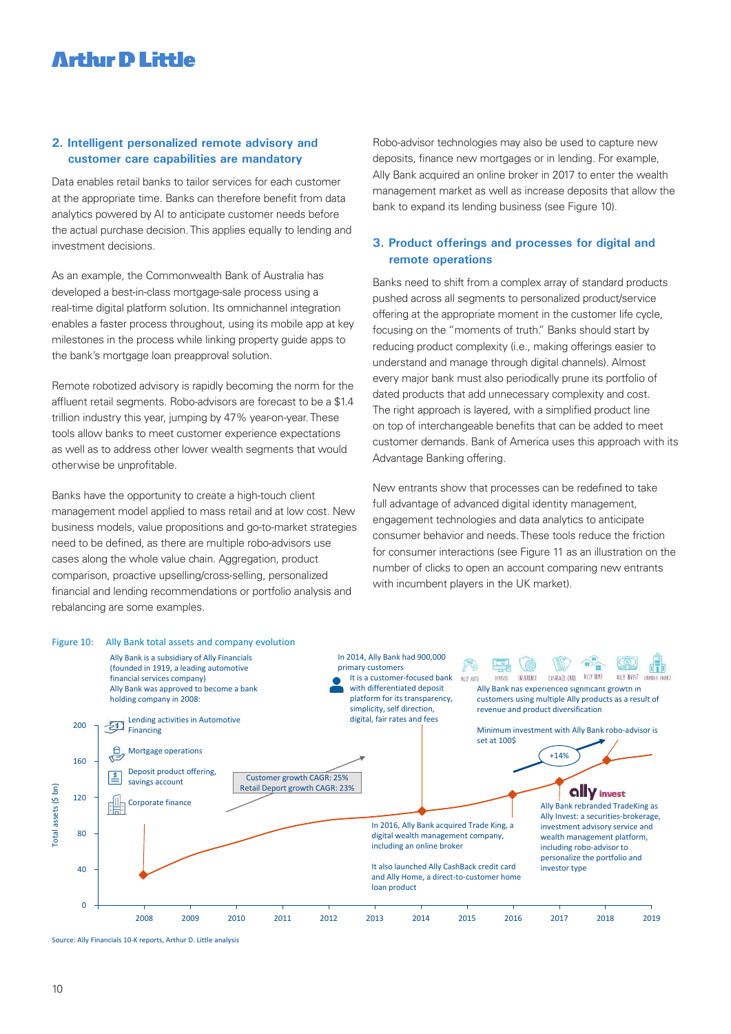## 2. Intelligent personalized remote advisory and customer care capabilities are mandatory

Data enables retail banks to tailor services for each customer at the appropriate time. Banks can therefore benefit from data analytics powered by AI to anticipate customer needs before the actual purchase decision. This applies equally to lending and investment decisions.

As an example, the Commonwealth Bank of Australia has developed a best-in-class mortgage-sale process using a real-time digital platform solution. Its omnichannel integration enables a faster process throughout, using its mobile app at key milestones in the process while linking property guide apps to the bank's mortgage loan preapproval solution.

Remote robotized advisory is rapidly becoming the norm for the affluent retail segments. Robo-advisors are forecast to be a $1.4 trillion industry this year, jumping by 47% year-on-year. These tools allow banks to meet customer experience expectations as well as to address other lower wealth segments that would otherwise be unprofitable.

Banks have the opportunity to create a high-touch client management model applied to mass retail and at low cost. New business models, value propositions and go-to-market strategies need to be defined, as there are multiple robo-advisors use cases along the whole value chain. Aggregation, product comparison, proactive upselling/cross-selling, personalized financial and lending recommendations or portfolio analysis and rebalancing are some examples.

Robo-advisor technologies may also be used to capture new deposits, finance new mortgages or in lending. For example, Ally Bank acquired an online broker in 2017 to enter the wealth management market as well as increase deposits that allow the bank to expand its lending business (see Figure 10).

## 3. Product offerings and processes for digital and remote operations

Banks need to shift from a complex array of standard products pushed across all segments to personalized product/service offering at the appropriate moment in the customer life cycle, focusing on the "moments of truth." Banks should start by reducing product complexity (i.e., making offerings easier to understand and manage through digital channels). Almost every major bank must also periodically prune its portfolio of dated products that add unnecessary complexity and cost. The right approach is layered, with a simplified product line on top of interchangeable benefits that can be added to meet customer demands. Bank of America uses this approach with its Advantage Banking offering.

New entrants show that processes can be redefined to take full advantage of advanced digital identity management, engagement technologies and data analytics to anticipate consumer behavior and needs. These tools reduce the friction for consumer interactions (see Figure 11 as an illustration on the number of clicks to open an account comparing new entrants with incumbent players in the UK market).

Figure 10: Ally Bank total assets and company evolution

Ally Bank is a subsidiary of Ally Financials (founded in 1919, a leading automotive financial services company)
Ally Bank was approved to become a bank holding company in 2008:

- Lending activities in Automotive Financing
- Mortgage operations
- Deposit product offering, savings account
- Corporate finance

Customer growth CAGR: 25%
Retail Deport growth CAGR: 23%

In 2014, Ally Bank had 900,000 primary customers
It is a customer-focused bank with differentiated deposit platform for its transparency, simplicity, self direction, digital, fair rates and fees

In 2016, Ally Bank acquired Trade King, a digital wealth management company, including an online broker

It also launched Ally CashBack credit card and Ally Home, a direct-to-customer home loan product

Ally Auto | Deposits | Insurance | CashBack Card | Ally Home | Ally Invest | Corporate Finance

Ally Bank has experienced significant growth in customers using multiple Ally products as a result of revenue and product diversification

Minimum investment with Ally Bank robo-advisor is set at 100$

+14%

Ally Bank rebranded TradeKing as Ally Invest: a securities-brokerage, investment advisory service and wealth management platform, including robo-advisor to personalize the portfolio and investor type

Total assets ($ bn): 0–200; years 2008–2019

Source: Ally Financials 10-K reports, Arthur D. Little analysis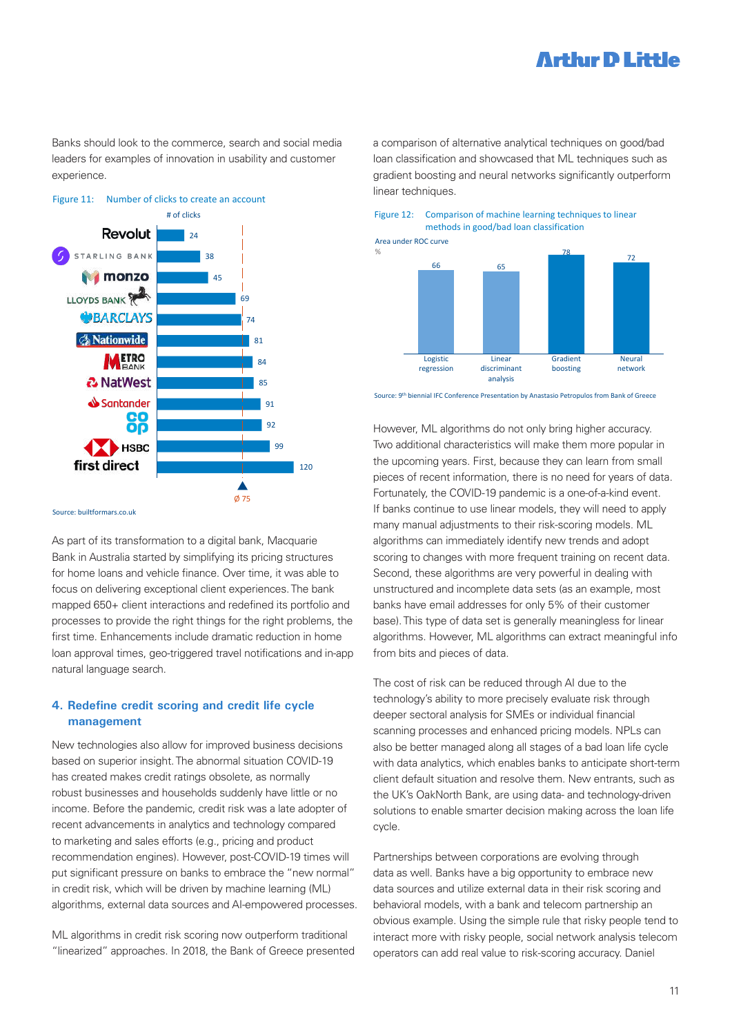Banks should look to the commerce, search and social media leaders for examples of innovation in usability and customer experience.

Figure 11: Number of clicks to create an account

| Bank | # of clicks |
|---|---|
| Revolut | 24 |
| Starling Bank | 38 |
| monzo | 45 |
| Lloyds Bank | 69 |
| Barclays | 74 |
| Nationwide | 81 |
| Metro Bank | 84 |
| NatWest | 85 |
| Santander | 91 |
| co op | 92 |
| HSBC | 99 |
| first direct | 120 |

Ø 75

Source: builtformars.co.uk

As part of its transformation to a digital bank, Macquarie Bank in Australia started by simplifying its pricing structures for home loans and vehicle finance. Over time, it was able to focus on delivering exceptional client experiences. The bank mapped 650+ client interactions and redefined its portfolio and processes to provide the right things for the right problems, the first time. Enhancements include dramatic reduction in home loan approval times, geo-triggered travel notifications and in-app natural language search.

### 4. Redefine credit scoring and credit life cycle management

New technologies also allow for improved business decisions based on superior insight. The abnormal situation COVID-19 has created makes credit ratings obsolete, as normally robust businesses and households suddenly have little or no income. Before the pandemic, credit risk was a late adopter of recent advancements in analytics and technology compared to marketing and sales efforts (e.g., pricing and product recommendation engines). However, post-COVID-19 times will put significant pressure on banks to embrace the "new normal" in credit risk, which will be driven by machine learning (ML) algorithms, external data sources and AI-empowered processes.

ML algorithms in credit risk scoring now outperform traditional "linearized" approaches. In 2018, the Bank of Greece presented a comparison of alternative analytical techniques on good/bad loan classification and showcased that ML techniques such as gradient boosting and neural networks significantly outperform linear techniques.

Figure 12: Comparison of machine learning techniques to linear methods in good/bad loan classification

Area under ROC curve (%)

| Technique | Area under ROC curve (%) |
|---|---|
| Logistic regression | 66 |
| Linear discriminant analysis | 65 |
| Gradient boosting | 78 |
| Neural network | 72 |

Source: 9th biennial IFC Conference Presentation by Anastasio Petropulos from Bank of Greece

However, ML algorithms do not only bring higher accuracy. Two additional characteristics will make them more popular in the upcoming years. First, because they can learn from small pieces of recent information, there is no need for years of data. Fortunately, the COVID-19 pandemic is a one-of-a-kind event. If banks continue to use linear models, they will need to apply many manual adjustments to their risk-scoring models. ML algorithms can immediately identify new trends and adopt scoring to changes with more frequent training on recent data. Second, these algorithms are very powerful in dealing with unstructured and incomplete data sets (as an example, most banks have email addresses for only 5% of their customer base). This type of data set is generally meaningless for linear algorithms. However, ML algorithms can extract meaningful info from bits and pieces of data.

The cost of risk can be reduced through AI due to the technology's ability to more precisely evaluate risk through deeper sectoral analysis for SMEs or individual financial scanning processes and enhanced pricing models. NPLs can also be better managed along all stages of a bad loan life cycle with data analytics, which enables banks to anticipate short-term client default situation and resolve them. New entrants, such as the UK's OakNorth Bank, are using data- and technology-driven solutions to enable smarter decision making across the loan life cycle.

Partnerships between corporations are evolving through data as well. Banks have a big opportunity to embrace new data sources and utilize external data in their risk scoring and behavioral models, with a bank and telecom partnership an obvious example. Using the simple rule that risky people tend to interact more with risky people, social network analysis telecom operators can add real value to risk-scoring accuracy. Daniel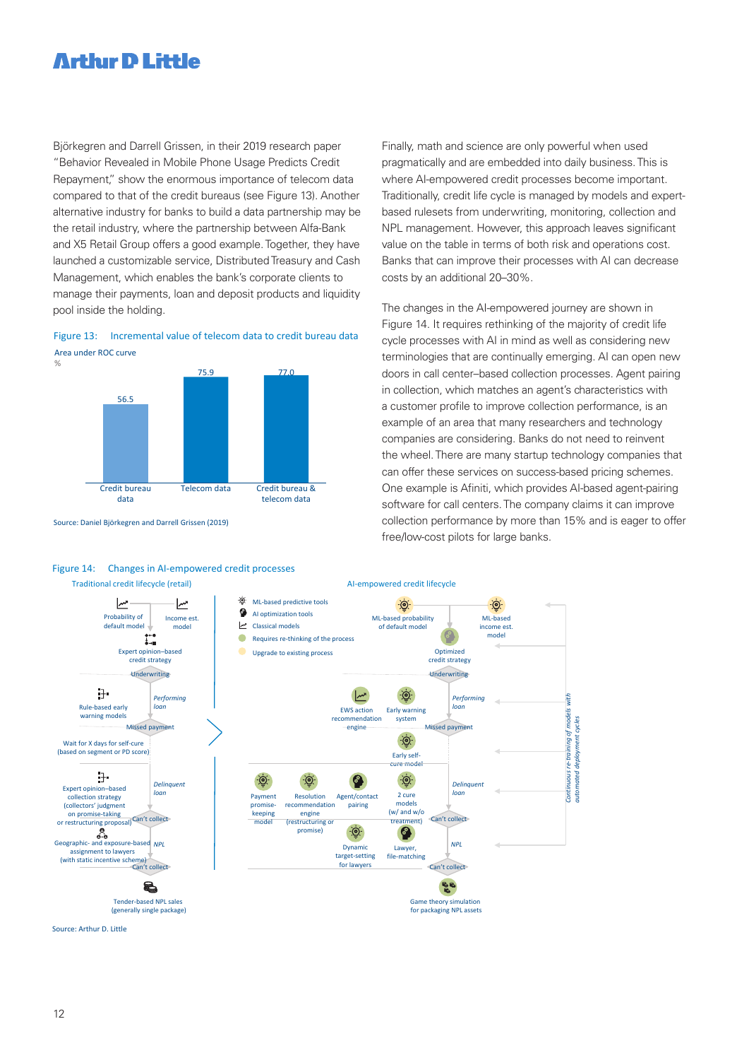Björkegren and Darrell Grissen, in their 2019 research paper "Behavior Revealed in Mobile Phone Usage Predicts Credit Repayment," show the enormous importance of telecom data compared to that of the credit bureaus (see Figure 13). Another alternative industry for banks to build a data partnership may be the retail industry, where the partnership between Alfa-Bank and X5 Retail Group offers a good example. Together, they have launched a customizable service, Distributed Treasury and Cash Management, which enables the bank's corporate clients to manage their payments, loan and deposit products and liquidity pool inside the holding.

Figure 13: Incremental value of telecom data to credit bureau data

Area under ROC curve
%

| | Area under ROC curve (%) |
|---|---|
| Credit bureau data | 56.5 |
| Telecom data | 75.9 |
| Credit bureau & telecom data | 77.0 |

Source: Daniel Björkegren and Darrell Grissen (2019)

Finally, math and science are only powerful when used pragmatically and are embedded into daily business. This is where AI-empowered credit processes become important. Traditionally, credit life cycle is managed by models and expert-based rulesets from underwriting, monitoring, collection and NPL management. However, this approach leaves significant value on the table in terms of both risk and operations cost. Banks that can improve their processes with AI can decrease costs by an additional 20–30%.

The changes in the AI-empowered journey are shown in Figure 14. It requires rethinking of the majority of credit life cycle processes with AI in mind as well as considering new terminologies that are continually emerging. AI can open new doors in call center–based collection processes. Agent pairing in collection, which matches an agent's characteristics with a customer profile to improve collection performance, is an example of an area that many researchers and technology companies are considering. Banks do not need to reinvent the wheel. There are many startup technology companies that can offer these services on success-based pricing schemes. One example is Afiniti, which provides AI-based agent-pairing software for call centers. The company claims it can improve collection performance by more than 15% and is eager to offer free/low-cost pilots for large banks.

Figure 14: Changes in AI-empowered credit processes

**Traditional credit lifecycle (retail)**

- Probability of default model; Income est. model
- Expert opinion–based credit strategy
- Underwriting
- *Performing loan*
- Rule-based early warning models
- Missed payment
- Wait for X days for self-cure (based on segment or PD score)
- *Delinquent loan*
- Expert opinion–based collection strategy (collectors' judgment on promise-taking or restructuring proposal)
- Can't collect
- *NPL*
- Geographic- and exposure-based assignment to lawyers (with static incentive scheme)
- Can't collect
- Tender-based NPL sales (generally single package)

Legend:
- ML-based predictive tools
- AI optimization tools
- Classical models
- Requires re-thinking of the process
- Upgrade to existing process

**AI-empowered credit lifecycle**

- ML-based probability of default model; ML-based income est. model
- Optimized credit strategy
- Underwriting
- *Performing loan*
- EWS action recommendation engine; Early warning system
- Missed payment
- Early self-cure model
- *Delinquent loan*
- Payment promise-keeping model; Resolution recommendation engine (restructuring or promise); Agent/contact pairing; 2 cure models (w/ and w/o treatment)
- Can't collect
- Dynamic target-setting for lawyers; Lawyer, file-matching
- *NPL*
- Can't collect
- Game theory simulation for packaging NPL assets

*Continuous re-training of models with automated deployment cycles*

Source: Arthur D. Little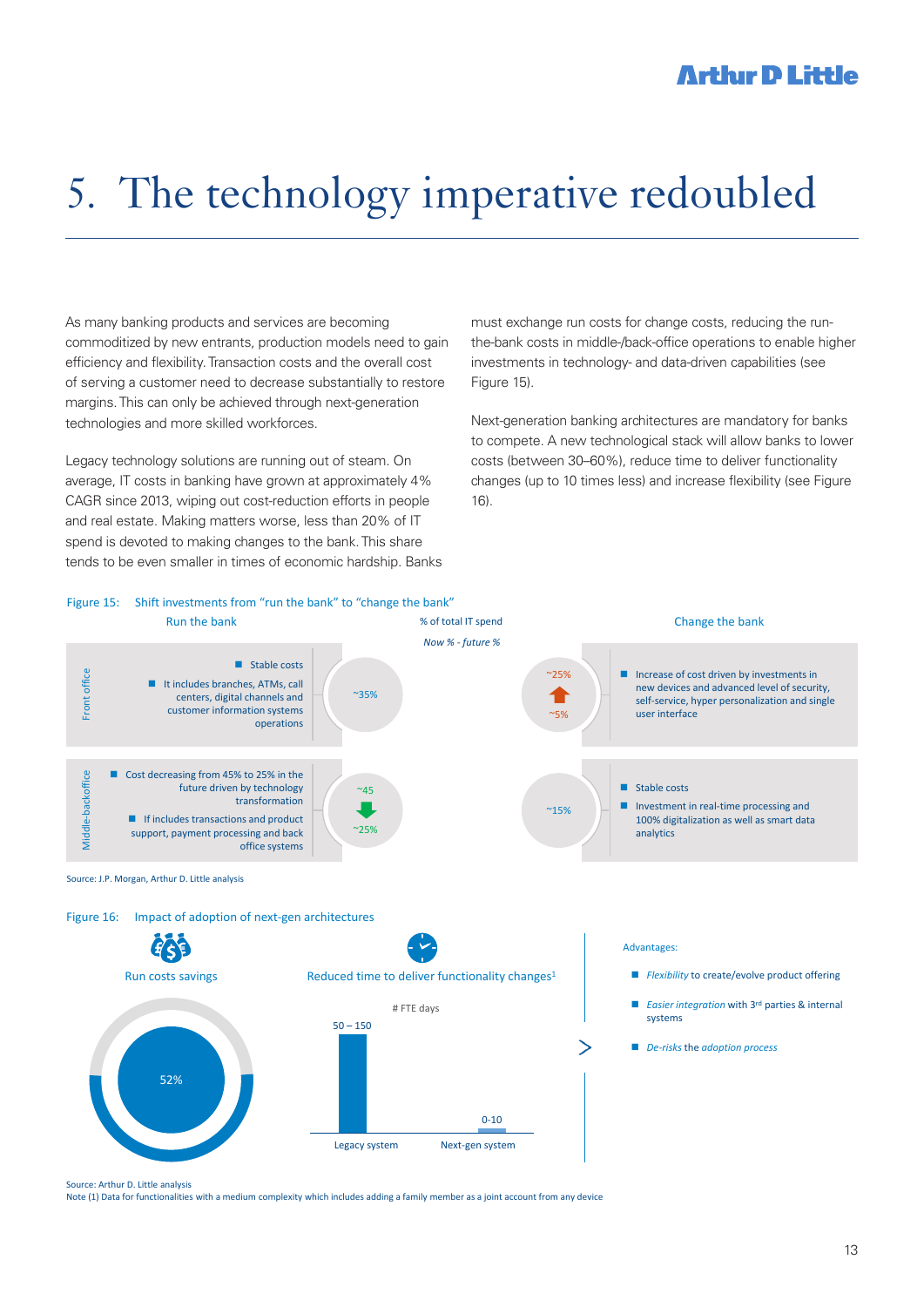# 5. The technology imperative redoubled

As many banking products and services are becoming commoditized by new entrants, production models need to gain efficiency and flexibility. Transaction costs and the overall cost of serving a customer need to decrease substantially to restore margins. This can only be achieved through next-generation technologies and more skilled workforces.

Legacy technology solutions are running out of steam. On average, IT costs in banking have grown at approximately 4% CAGR since 2013, wiping out cost-reduction efforts in people and real estate. Making matters worse, less than 20% of IT spend is devoted to making changes to the bank. This share tends to be even smaller in times of economic hardship. Banks must exchange run costs for change costs, reducing the run-the-bank costs in middle-/back-office operations to enable higher investments in technology- and data-driven capabilities (see Figure 15).

Next-generation banking architectures are mandatory for banks to compete. A new technological stack will allow banks to lower costs (between 30–60%), reduce time to deliver functionality changes (up to 10 times less) and increase flexibility (see Figure 16).

Figure 15: Shift investments from "run the bank" to "change the bank"

% of total IT spend — *Now % - future %*

| | Run the bank | Run the bank (% of total IT spend) | Change the bank (% of total IT spend) | Change the bank |
|---|---|---|---|---|
| Front office | Stable costs; It includes branches, ATMs, call centers, digital channels and customer information systems operations | ~35% | ~5% → ~25% | Increase of cost driven by investments in new devices and advanced level of security, self-service, hyper personalization and single user interface |
| Middle-backoffice | Cost decreasing from 45% to 25% in the future driven by technology transformation; If includes transactions and product support, payment processing and back office systems | ~45 → ~25% | ~15% | Stable costs; Investment in real-time processing and 100% digitalization as well as smart data analytics |

Source: J.P. Morgan, Arthur D. Little analysis

Figure 16: Impact of adoption of next-gen architectures

**Run costs savings**: 52%

**Reduced time to deliver functionality changes[1]** (# FTE days)

| | Legacy system | Next-gen system |
|---|---|---|
| # FTE days | 50 – 150 | 0-10 |

Advantages:

- *Flexibility* to create/evolve product offering
- *Easier integration* with 3rd parties & internal systems
- *De-risks* the *adoption process*

Source: Arthur D. Little analysis
Note (1) Data for functionalities with a medium complexity which includes adding a family member as a joint account from any device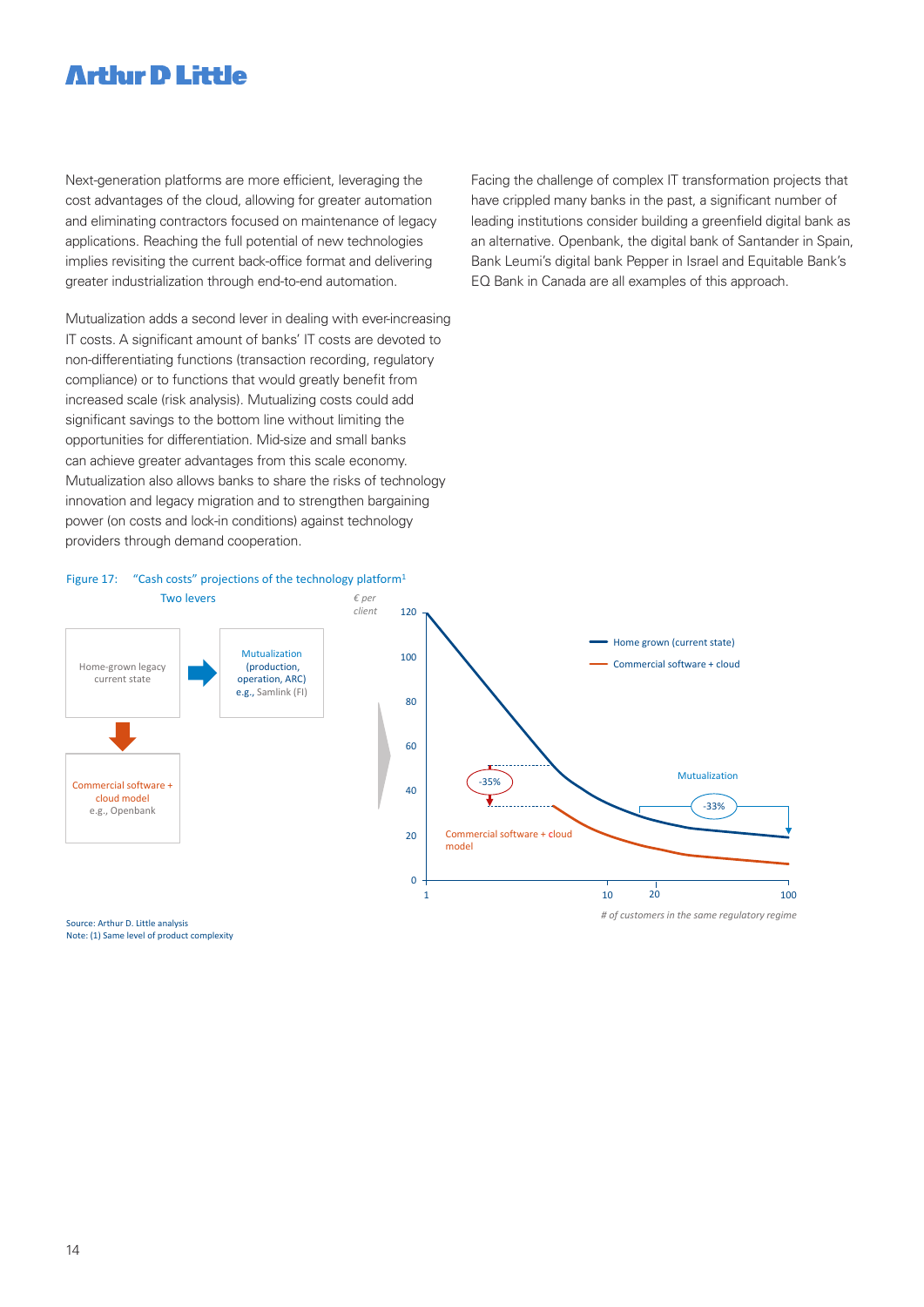Next-generation platforms are more efficient, leveraging the cost advantages of the cloud, allowing for greater automation and eliminating contractors focused on maintenance of legacy applications. Reaching the full potential of new technologies implies revisiting the current back-office format and delivering greater industrialization through end-to-end automation.

Mutualization adds a second lever in dealing with ever-increasing IT costs. A significant amount of banks' IT costs are devoted to non-differentiating functions (transaction recording, regulatory compliance) or to functions that would greatly benefit from increased scale (risk analysis). Mutualizing costs could add significant savings to the bottom line without limiting the opportunities for differentiation. Mid-size and small banks can achieve greater advantages from this scale economy. Mutualization also allows banks to share the risks of technology innovation and legacy migration and to strengthen bargaining power (on costs and lock-in conditions) against technology providers through demand cooperation.

Facing the challenge of complex IT transformation projects that have crippled many banks in the past, a significant number of leading institutions consider building a greenfield digital bank as an alternative. Openbank, the digital bank of Santander in Spain, Bank Leumi's digital bank Pepper in Israel and Equitable Bank's EQ Bank in Canada are all examples of this approach.

Figure 17: "Cash costs" projections of the technology platform[1]

Two levers

- Home-grown legacy current state → Mutualization (production, operation, ARC) e.g., Samlink (FI)
- Home-grown legacy current state ↓ Commercial software + cloud model e.g., Openbank

€ per client

- Home grown (current state)
- Commercial software + cloud

Commercial software + cloud model: -35%

Mutualization: -33%

# of customers in the same regulatory regime

Source: Arthur D. Little analysis

Note: (1) Same level of product complexity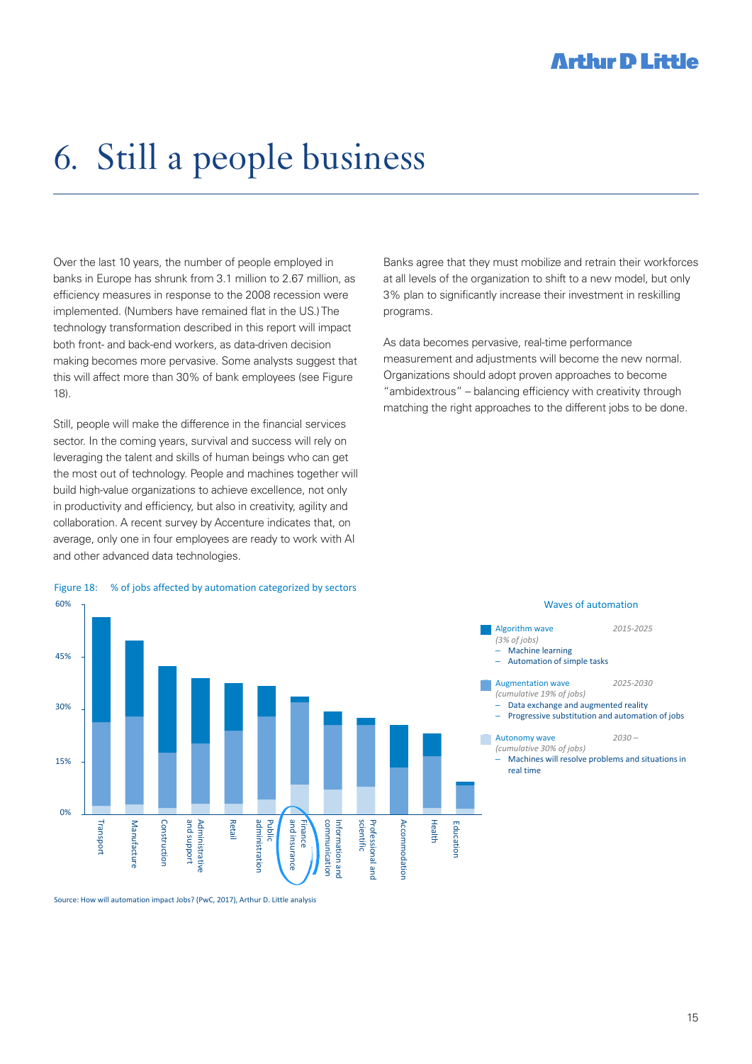# 6. Still a people business

Over the last 10 years, the number of people employed in banks in Europe has shrunk from 3.1 million to 2.67 million, as efficiency measures in response to the 2008 recession were implemented. (Numbers have remained flat in the US.) The technology transformation described in this report will impact both front- and back-end workers, as data-driven decision making becomes more pervasive. Some analysts suggest that this will affect more than 30% of bank employees (see Figure 18).

Still, people will make the difference in the financial services sector. In the coming years, survival and success will rely on leveraging the talent and skills of human beings who can get the most out of technology. People and machines together will build high-value organizations to achieve excellence, not only in productivity and efficiency, but also in creativity, agility and collaboration. A recent survey by Accenture indicates that, on average, only one in four employees are ready to work with AI and other advanced data technologies.

Banks agree that they must mobilize and retrain their workforces at all levels of the organization to shift to a new model, but only 3% plan to significantly increase their investment in reskilling programs.

As data becomes pervasive, real-time performance measurement and adjustments will become the new normal. Organizations should adopt proven approaches to become "ambidextrous" – balancing efficiency with creativity through matching the right approaches to the different jobs to be done.

Figure 18: % of jobs affected by automation categorized by sectors

Sectors (y-axis 0%–60%): Transport, Manufacture, Construction, Administrative and support, Retail, Public administration, Finance and insurance, Information and communication, Professional and scientific, Accommodation, Health, Education

Waves of automation

- **Algorithm wave** (3% of jobs) — 2015-2025
  - Machine learning
  - Automation of simple tasks
- **Augmentation wave** (cumulative 19% of jobs) — 2025-2030
  - Data exchange and augmented reality
  - Progressive substitution and automation of jobs
- **Autonomy wave** (cumulative 30% of jobs) — 2030 –
  - Machines will resolve problems and situations in real time

Source: How will automation impact Jobs? (PwC, 2017), Arthur D. Little analysis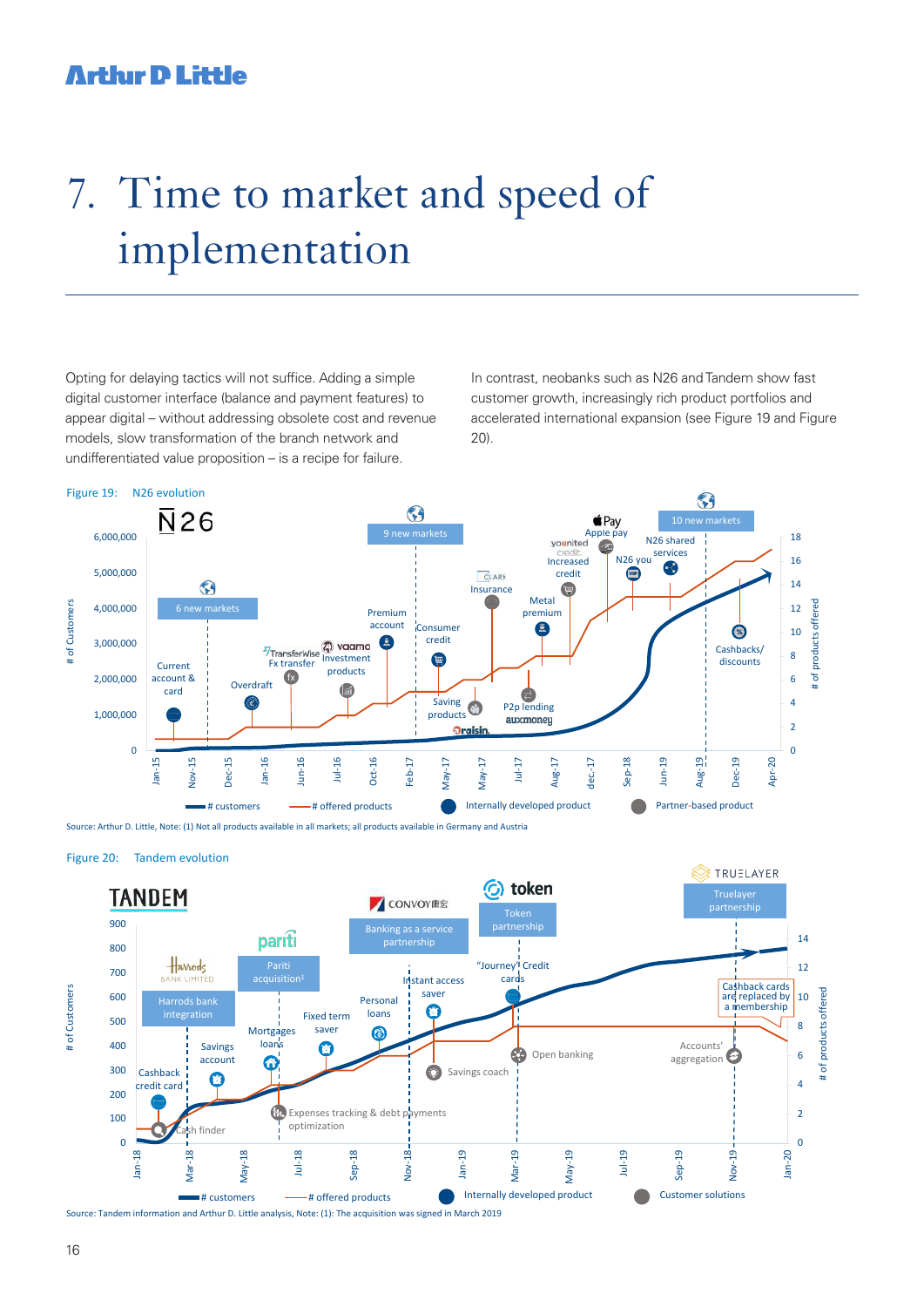# 7. Time to market and speed of implementation

Opting for delaying tactics will not suffice. Adding a simple digital customer interface (balance and payment features) to appear digital – without addressing obsolete cost and revenue models, slow transformation of the branch network and undifferentiated value proposition – is a recipe for failure.

In contrast, neobanks such as N26 and Tandem show fast customer growth, increasingly rich product portfolios and accelerated international expansion (see Figure 19 and Figure 20).

Figure 19: N26 evolution

Source: Arthur D. Little, Note: (1) Not all products available in all markets; all products available in Germany and Austria

Figure 20: Tandem evolution

Source: Tandem information and Arthur D. Little analysis, Note: (1): The acquisition was signed in March 2019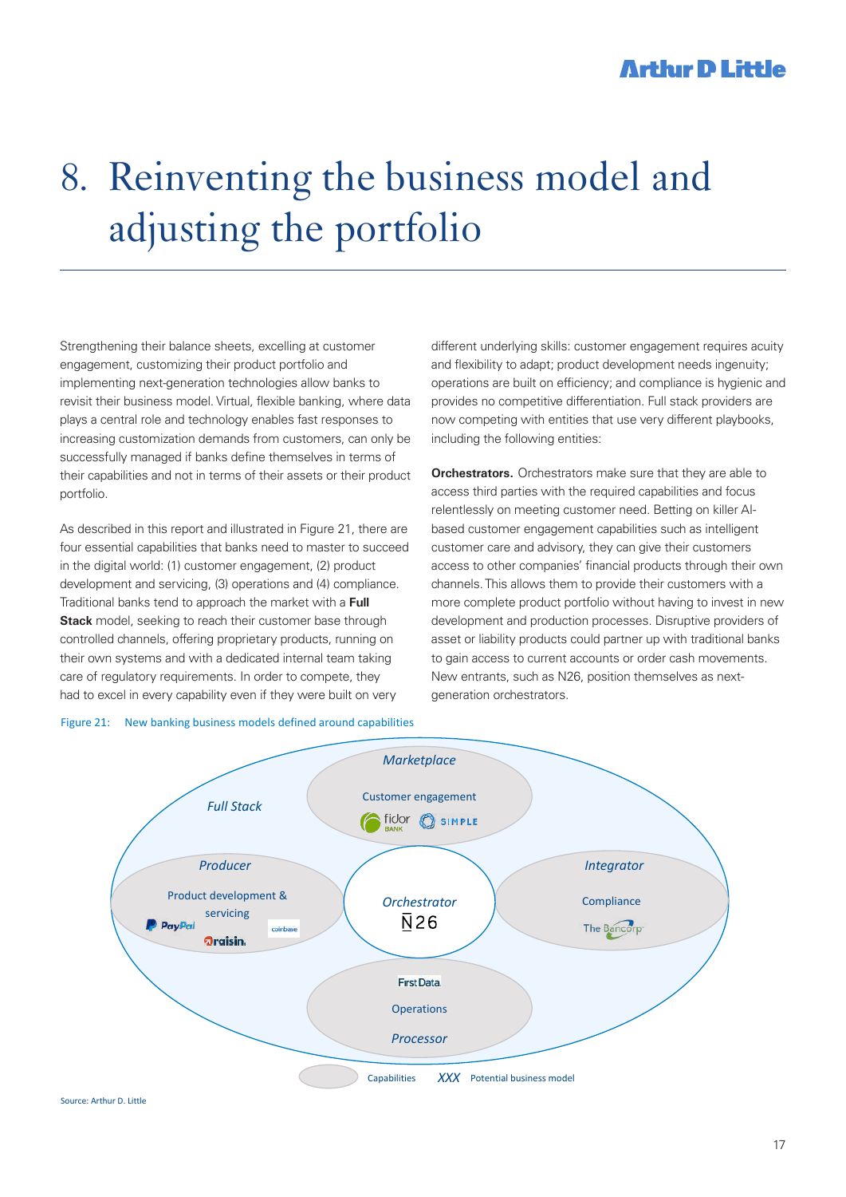# 8. Reinventing the business model and adjusting the portfolio

Strengthening their balance sheets, excelling at customer engagement, customizing their product portfolio and implementing next-generation technologies allow banks to revisit their business model. Virtual, flexible banking, where data plays a central role and technology enables fast responses to increasing customization demands from customers, can only be successfully managed if banks define themselves in terms of their capabilities and not in terms of their assets or their product portfolio.

As described in this report and illustrated in Figure 21, there are four essential capabilities that banks need to master to succeed in the digital world: (1) customer engagement, (2) product development and servicing, (3) operations and (4) compliance. Traditional banks tend to approach the market with a **Full Stack** model, seeking to reach their customer base through controlled channels, offering proprietary products, running on their own systems and with a dedicated internal team taking care of regulatory requirements. In order to compete, they had to excel in every capability even if they were built on very different underlying skills: customer engagement requires acuity and flexibility to adapt; product development needs ingenuity; operations are built on efficiency; and compliance is hygienic and provides no competitive differentiation. Full stack providers are now competing with entities that use very different playbooks, including the following entities:

**Orchestrators.** Orchestrators make sure that they are able to access third parties with the required capabilities and focus relentlessly on meeting customer need. Betting on killer AI-based customer engagement capabilities such as intelligent customer care and advisory, they can give their customers access to other companies' financial products through their own channels. This allows them to provide their customers with a more complete product portfolio without having to invest in new development and production processes. Disruptive providers of asset or liability products could partner up with traditional banks to gain access to current accounts or order cash movements. New entrants, such as N26, position themselves as next-generation orchestrators.

Figure 21: New banking business models defined around capabilities

Full Stack

Marketplace – Customer engagement (fidor BANK, SIMPLE)

Producer – Product development & servicing (PayPal, coinbase, raisin)

Orchestrator – N26

Integrator – Compliance (The Bancorp)

Processor – Operations (First Data)

Legend: Capabilities; *XXX* Potential business model

Source: Arthur D. Little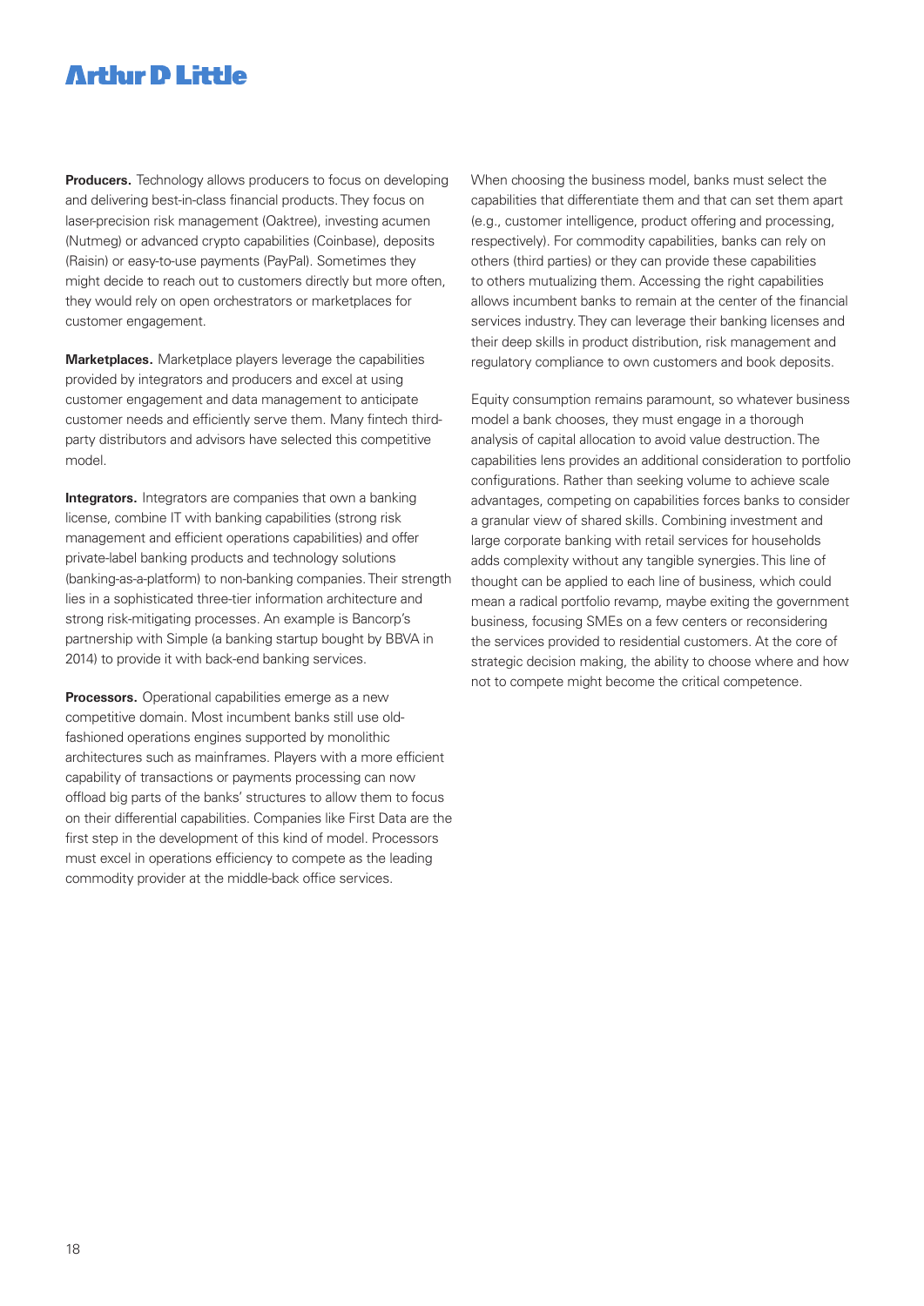**Producers.** Technology allows producers to focus on developing and delivering best-in-class financial products. They focus on laser-precision risk management (Oaktree), investing acumen (Nutmeg) or advanced crypto capabilities (Coinbase), deposits (Raisin) or easy-to-use payments (PayPal). Sometimes they might decide to reach out to customers directly but more often, they would rely on open orchestrators or marketplaces for customer engagement.

**Marketplaces.** Marketplace players leverage the capabilities provided by integrators and producers and excel at using customer engagement and data management to anticipate customer needs and efficiently serve them. Many fintech third-party distributors and advisors have selected this competitive model.

**Integrators.** Integrators are companies that own a banking license, combine IT with banking capabilities (strong risk management and efficient operations capabilities) and offer private-label banking products and technology solutions (banking-as-a-platform) to non-banking companies. Their strength lies in a sophisticated three-tier information architecture and strong risk-mitigating processes. An example is Bancorp's partnership with Simple (a banking startup bought by BBVA in 2014) to provide it with back-end banking services.

**Processors.** Operational capabilities emerge as a new competitive domain. Most incumbent banks still use old-fashioned operations engines supported by monolithic architectures such as mainframes. Players with a more efficient capability of transactions or payments processing can now offload big parts of the banks' structures to allow them to focus on their differential capabilities. Companies like First Data are the first step in the development of this kind of model. Processors must excel in operations efficiency to compete as the leading commodity provider at the middle-back office services.

When choosing the business model, banks must select the capabilities that differentiate them and that can set them apart (e.g., customer intelligence, product offering and processing, respectively). For commodity capabilities, banks can rely on others (third parties) or they can provide these capabilities to others mutualizing them. Accessing the right capabilities allows incumbent banks to remain at the center of the financial services industry. They can leverage their banking licenses and their deep skills in product distribution, risk management and regulatory compliance to own customers and book deposits.

Equity consumption remains paramount, so whatever business model a bank chooses, they must engage in a thorough analysis of capital allocation to avoid value destruction. The capabilities lens provides an additional consideration to portfolio configurations. Rather than seeking volume to achieve scale advantages, competing on capabilities forces banks to consider a granular view of shared skills. Combining investment and large corporate banking with retail services for households adds complexity without any tangible synergies. This line of thought can be applied to each line of business, which could mean a radical portfolio revamp, maybe exiting the government business, focusing SMEs on a few centers or reconsidering the services provided to residential customers. At the core of strategic decision making, the ability to choose where and how not to compete might become the critical competence.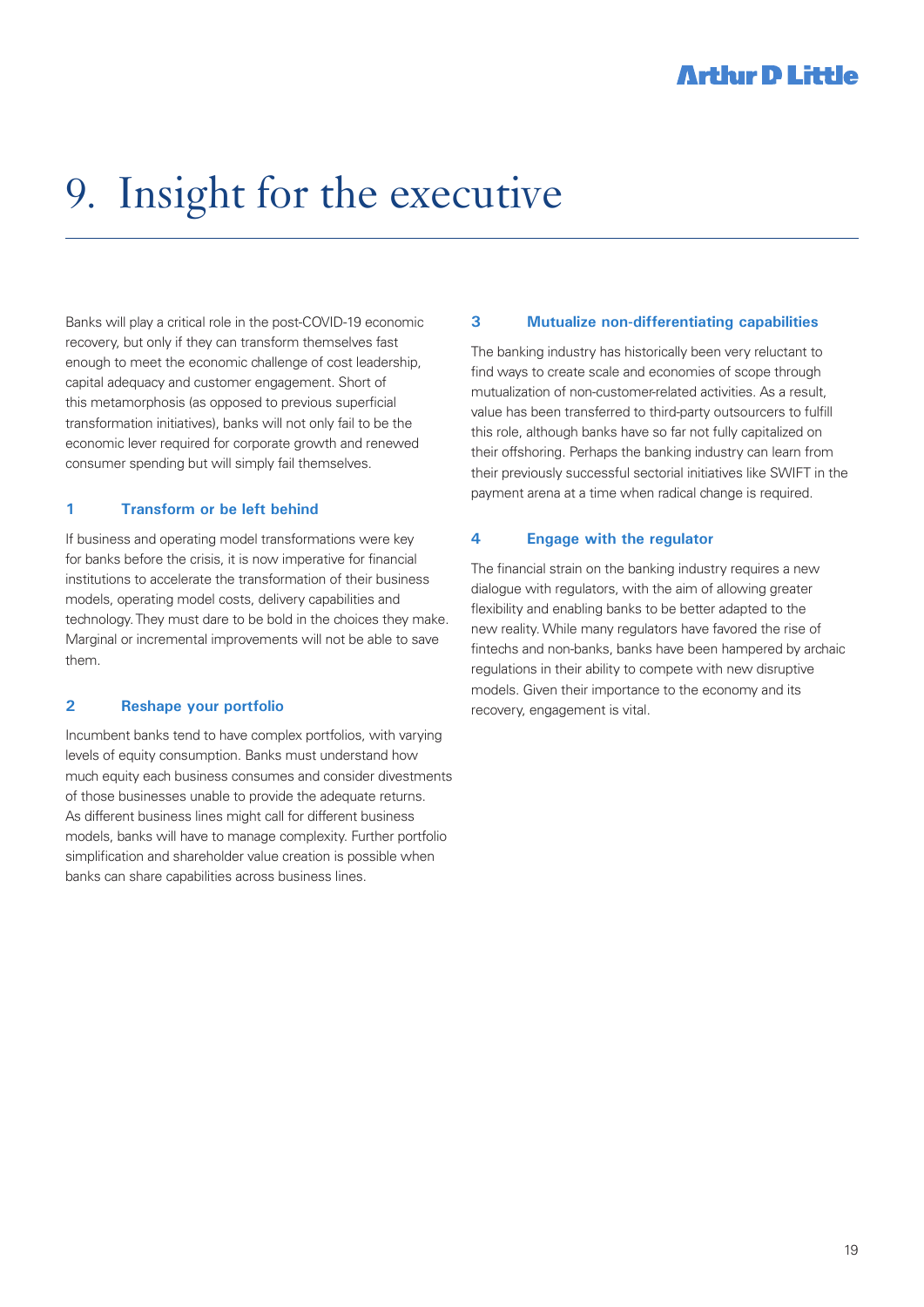# 9. Insight for the executive

Banks will play a critical role in the post-COVID-19 economic recovery, but only if they can transform themselves fast enough to meet the economic challenge of cost leadership, capital adequacy and customer engagement. Short of this metamorphosis (as opposed to previous superficial transformation initiatives), banks will not only fail to be the economic lever required for corporate growth and renewed consumer spending but will simply fail themselves.

### 1 Transform or be left behind

If business and operating model transformations were key for banks before the crisis, it is now imperative for financial institutions to accelerate the transformation of their business models, operating model costs, delivery capabilities and technology. They must dare to be bold in the choices they make. Marginal or incremental improvements will not be able to save them.

### 2 Reshape your portfolio

Incumbent banks tend to have complex portfolios, with varying levels of equity consumption. Banks must understand how much equity each business consumes and consider divestments of those businesses unable to provide the adequate returns. As different business lines might call for different business models, banks will have to manage complexity. Further portfolio simplification and shareholder value creation is possible when banks can share capabilities across business lines.

### 3 Mutualize non-differentiating capabilities

The banking industry has historically been very reluctant to find ways to create scale and economies of scope through mutualization of non-customer-related activities. As a result, value has been transferred to third-party outsourcers to fulfill this role, although banks have so far not fully capitalized on their offshoring. Perhaps the banking industry can learn from their previously successful sectorial initiatives like SWIFT in the payment arena at a time when radical change is required.

### 4 Engage with the regulator

The financial strain on the banking industry requires a new dialogue with regulators, with the aim of allowing greater flexibility and enabling banks to be better adapted to the new reality. While many regulators have favored the rise of fintechs and non-banks, banks have been hampered by archaic regulations in their ability to compete with new disruptive models. Given their importance to the economy and its recovery, engagement is vital.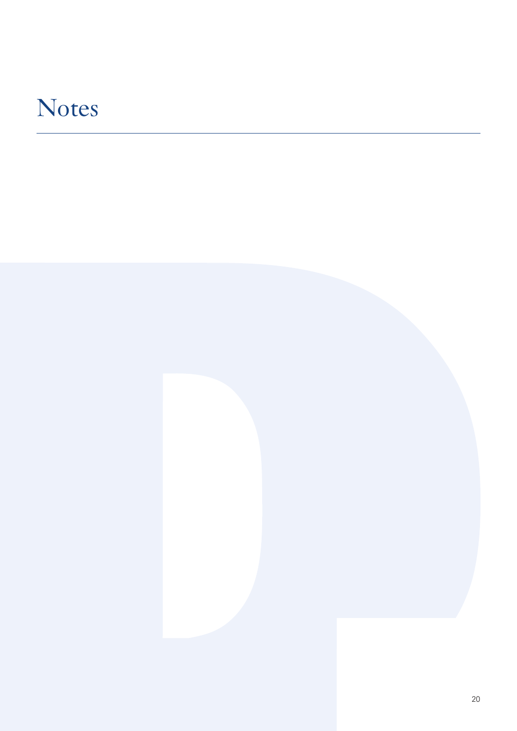# Notes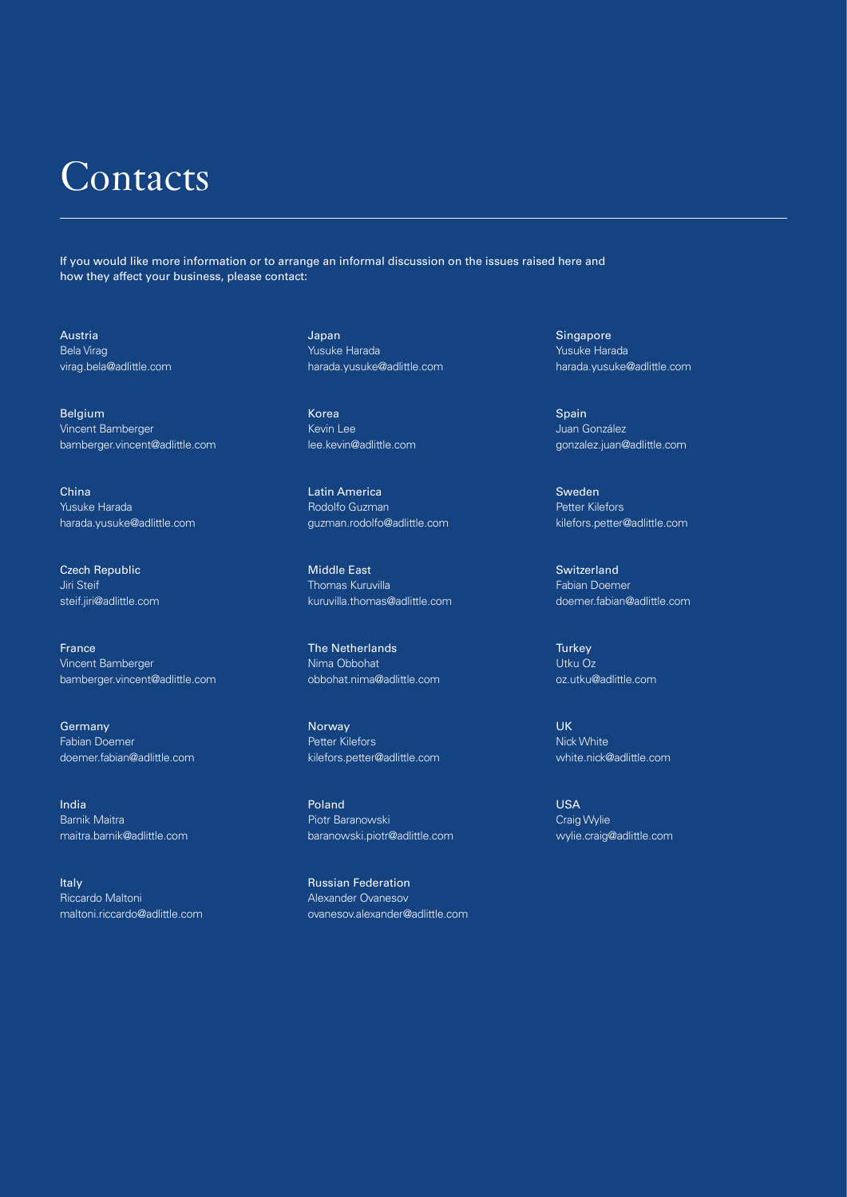# Contacts

If you would like more information or to arrange an informal discussion on the issues raised here and how they affect your business, please contact:

Austria
Bela Virag
virag.bela@adlittle.com

Belgium
Vincent Bamberger
bamberger.vincent@adlittle.com

China
Yusuke Harada
harada.yusuke@adlittle.com

Czech Republic
Jiri Steif
steif.jiri@adlittle.com

France
Vincent Bamberger
bamberger.vincent@adlittle.com

Germany
Fabian Doemer
doemer.fabian@adlittle.com

India
Barnik Maitra
maitra.barnik@adlittle.com

Italy
Riccardo Maltoni
maltoni.riccardo@adlittle.com

Japan
Yusuke Harada
harada.yusuke@adlittle.com

Korea
Kevin Lee
lee.kevin@adlittle.com

Latin America
Rodolfo Guzman
guzman.rodolfo@adlittle.com

Middle East
Thomas Kuruvilla
kuruvilla.thomas@adlittle.com

The Netherlands
Nima Obbohat
obbohat.nima@adlittle.com

Norway
Petter Kilefors
kilefors.petter@adlittle.com

Poland
Piotr Baranowski
baranowski.piotr@adlittle.com

Russian Federation
Alexander Ovanesov
ovanesov.alexander@adlittle.com

Singapore
Yusuke Harada
harada.yusuke@adlittle.com

Spain
Juan González
gonzalez.juan@adlittle.com

Sweden
Petter Kilefors
kilefors.petter@adlittle.com

Switzerland
Fabian Doemer
doemer.fabian@adlittle.com

Turkey
Utku Oz
oz.utku@adlittle.com

UK
Nick White
white.nick@adlittle.com

USA
Craig Wylie
wylie.craig@adlittle.com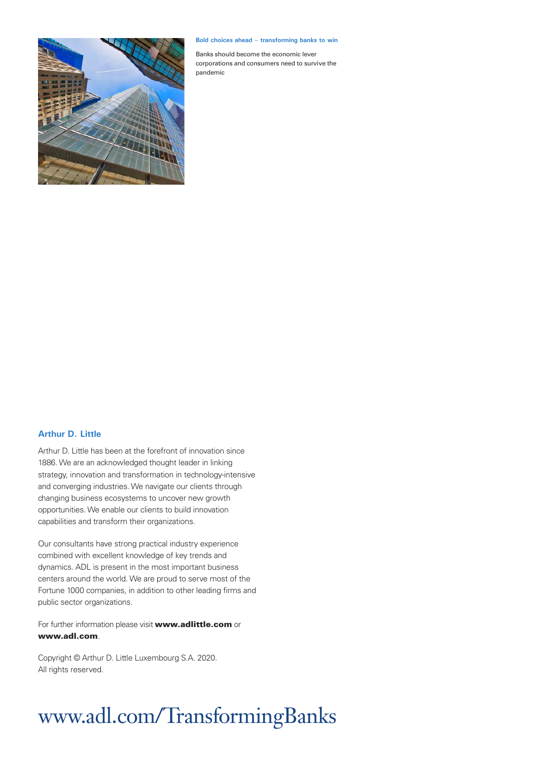**Bold choices ahead – transforming banks to win**

Banks should become the economic lever corporations and consumers need to survive the pandemic

## Arthur D. Little

Arthur D. Little has been at the forefront of innovation since 1886. We are an acknowledged thought leader in linking strategy, innovation and transformation in technology-intensive and converging industries. We navigate our clients through changing business ecosystems to uncover new growth opportunities. We enable our clients to build innovation capabilities and transform their organizations.

Our consultants have strong practical industry experience combined with excellent knowledge of key trends and dynamics. ADL is present in the most important business centers around the world. We are proud to serve most of the Fortune 1000 companies, in addition to other leading firms and public sector organizations.

For further information please visit **www.adlittle.com** or **www.adl.com**.

Copyright © Arthur D. Little Luxembourg S.A. 2020. All rights reserved.

www.adl.com/TransformingBanks